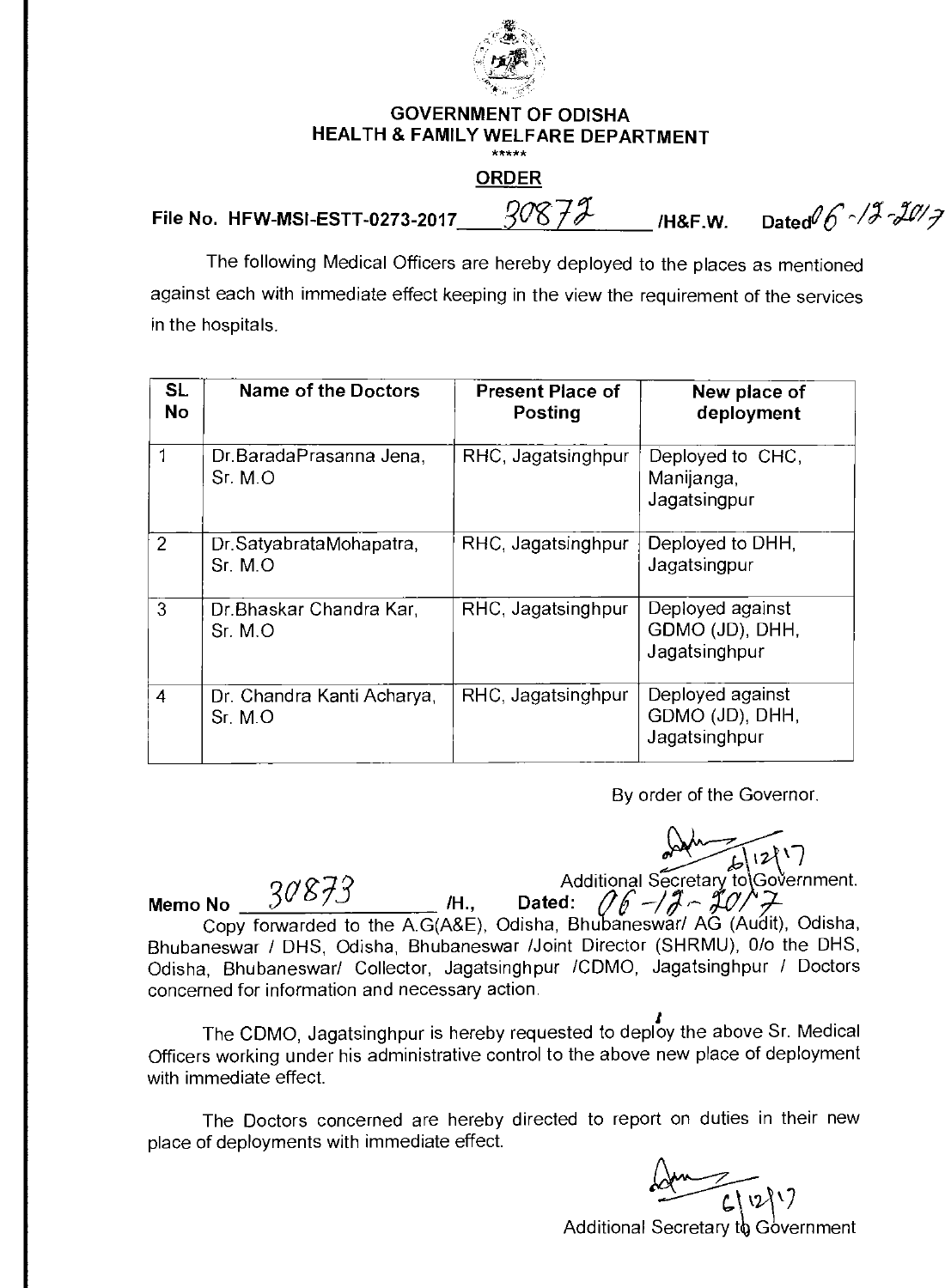# GOVERNMENT OF ODISHA
## HEALTH & FAMILY WELFARE DEPARTMENT

\*\*\*\*\*

**ORDER**

**File No. HFW-MSI-ESTT-0273-2017** 30872 **/H&F.W.** **Dated** 06-12-2017

The following Medical Officers are hereby deployed to the places as mentioned against each with immediate effect keeping in the view the requirement of the services in the hospitals.

| SL No | Name of the Doctors | Present Place of Posting | New place of deployment |
|---|---|---|---|
| 1 | Dr.BaradaPrasanna Jena, Sr. M.O | RHC, Jagatsinghpur | Deployed to CHC, Manijanga, Jagatsingpur |
| 2 | Dr.SatyabrataMohapatra, Sr. M.O | RHC, Jagatsinghpur | Deployed to DHH, Jagatsingpur |
| 3 | Dr.Bhaskar Chandra Kar, Sr. M.O | RHC, Jagatsinghpur | Deployed against GDMO (JD), DHH, Jagatsinghpur |
| 4 | Dr. Chandra Kanti Acharya, Sr. M.O | RHC, Jagatsinghpur | Deployed against GDMO (JD), DHH, Jagatsinghpur |

By order of the Governor.

6/12/17

Additional Secretary to Government.

**Memo No** 30873 **/H.,** **Dated:** 06-12-2017

Copy forwarded to the A.G(A&E), Odisha, Bhubaneswar/ AG (Audit), Odisha, Bhubaneswar / DHS, Odisha, Bhubaneswar /Joint Director (SHRMU), 0/o the DHS, Odisha, Bhubaneswar/ Collector, Jagatsinghpur /CDMO, Jagatsinghpur / Doctors concerned for information and necessary action.

The CDMO, Jagatsinghpur is hereby requested to deploy the above Sr. Medical Officers working under his administrative control to the above new place of deployment with immediate effect.

The Doctors concerned are hereby directed to report on duties in their new place of deployments with immediate effect.

6/12/17

Additional Secretary to Government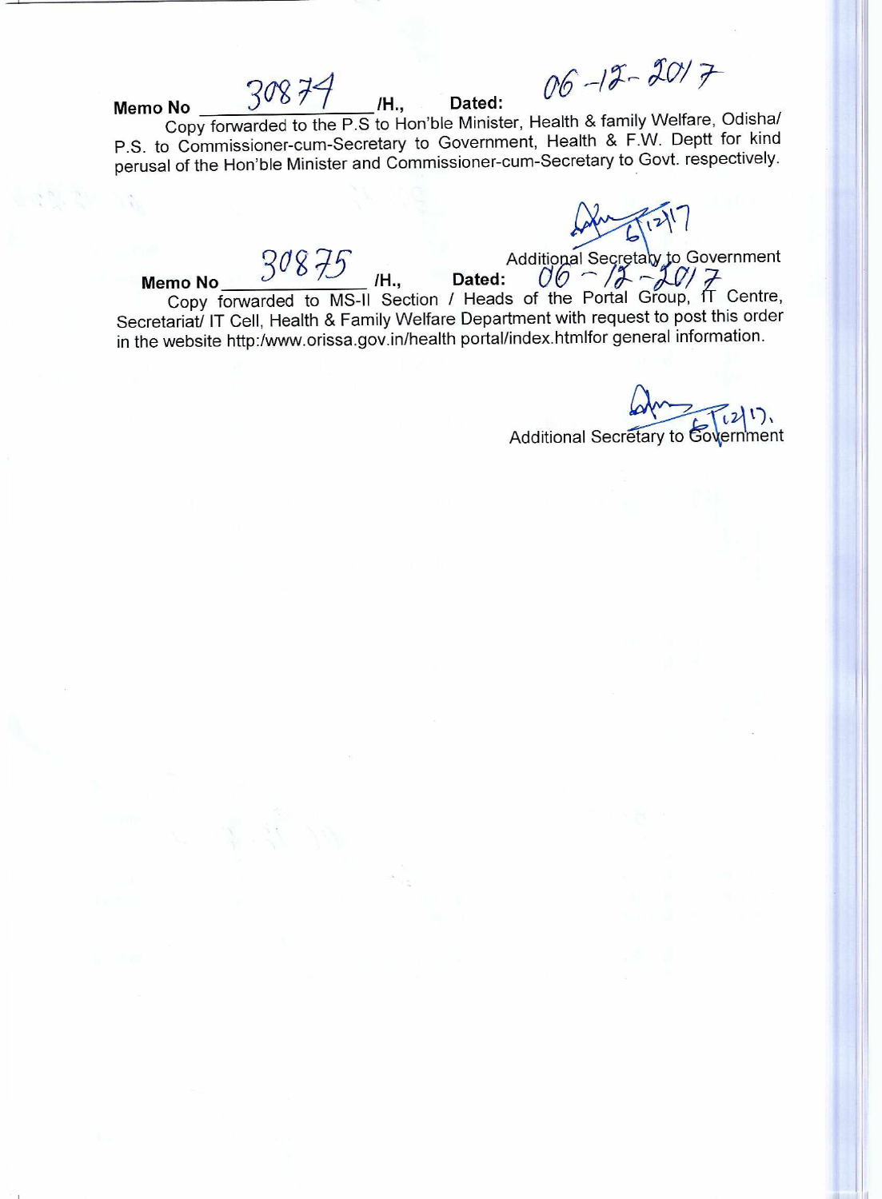**Memo No** 30874 **/H.,** **Dated:** 06-12-2017

Copy forwarded to the P.S to Hon'ble Minister, Health & family Welfare, Odisha/ P.S. to Commissioner-cum-Secretary to Government, Health & F.W. Deptt for kind perusal of the Hon'ble Minister and Commissioner-cum-Secretary to Govt. respectively.

6/12/17

Additional Secretary to Government

**Memo No** 30875 **/H.,** **Dated:** 06-12-2017

Copy forwarded to MS-II Section / Heads of the Portal Group, IT Centre, Secretariat/ IT Cell, Health & Family Welfare Department with request to post this order in the website http:/www.orissa.gov.in/health portal/index.htmlfor general information.

6/12/17.

Additional Secretary to Government